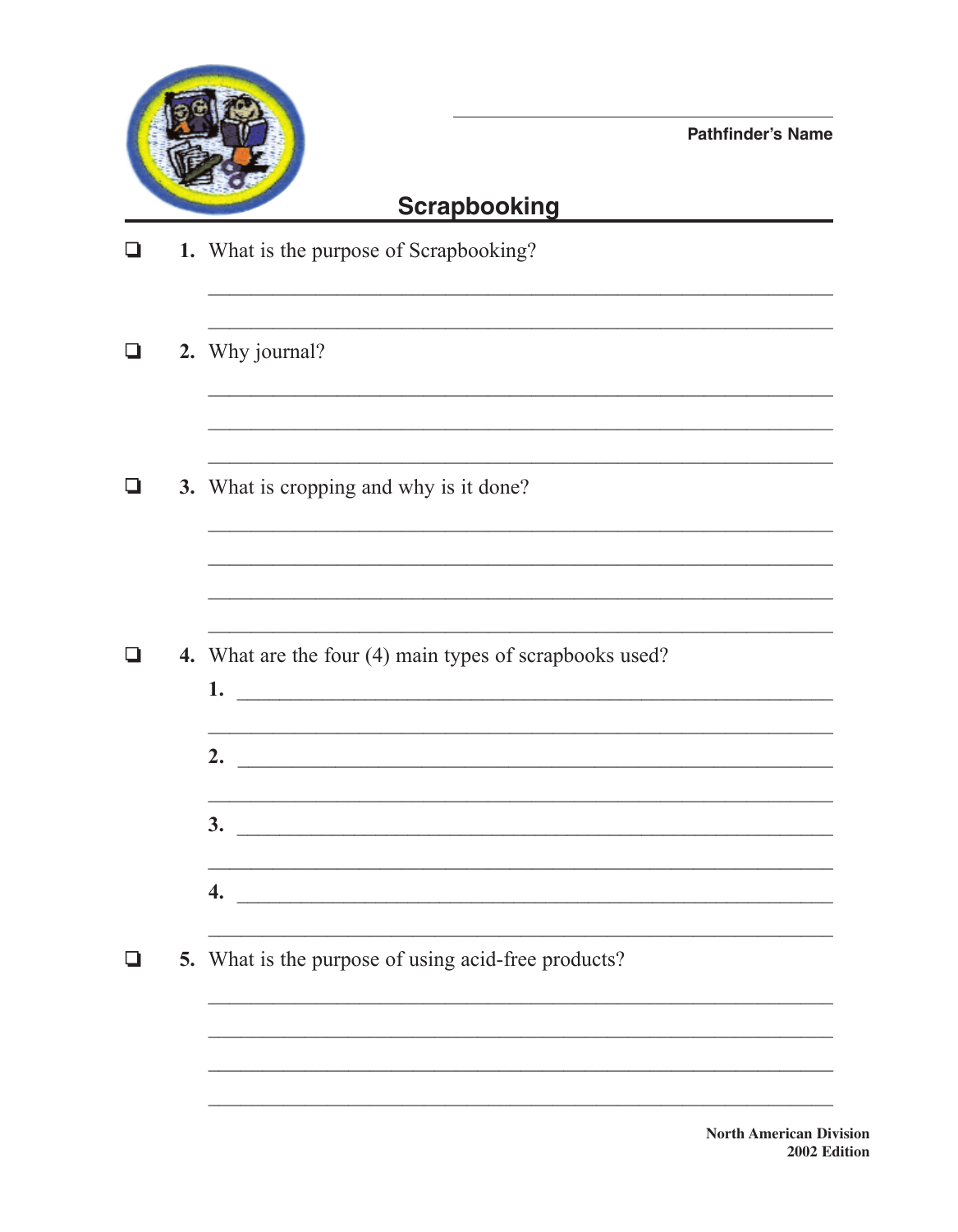Pathfinder's Name

# Scrapbooking

- [ ] **1.** What is the purpose of Scrapbooking?

- [ ] **2.** Why journal?

- [ ] **3.** What is cropping and why is it done?

- [ ] **4.** What are the four (4) main types of scrapbooks used?

  **1.**

  **2.**

  **3.**

  **4.**

- [ ] **5.** What is the purpose of using acid-free products?

**North American Division**
**2002 Edition**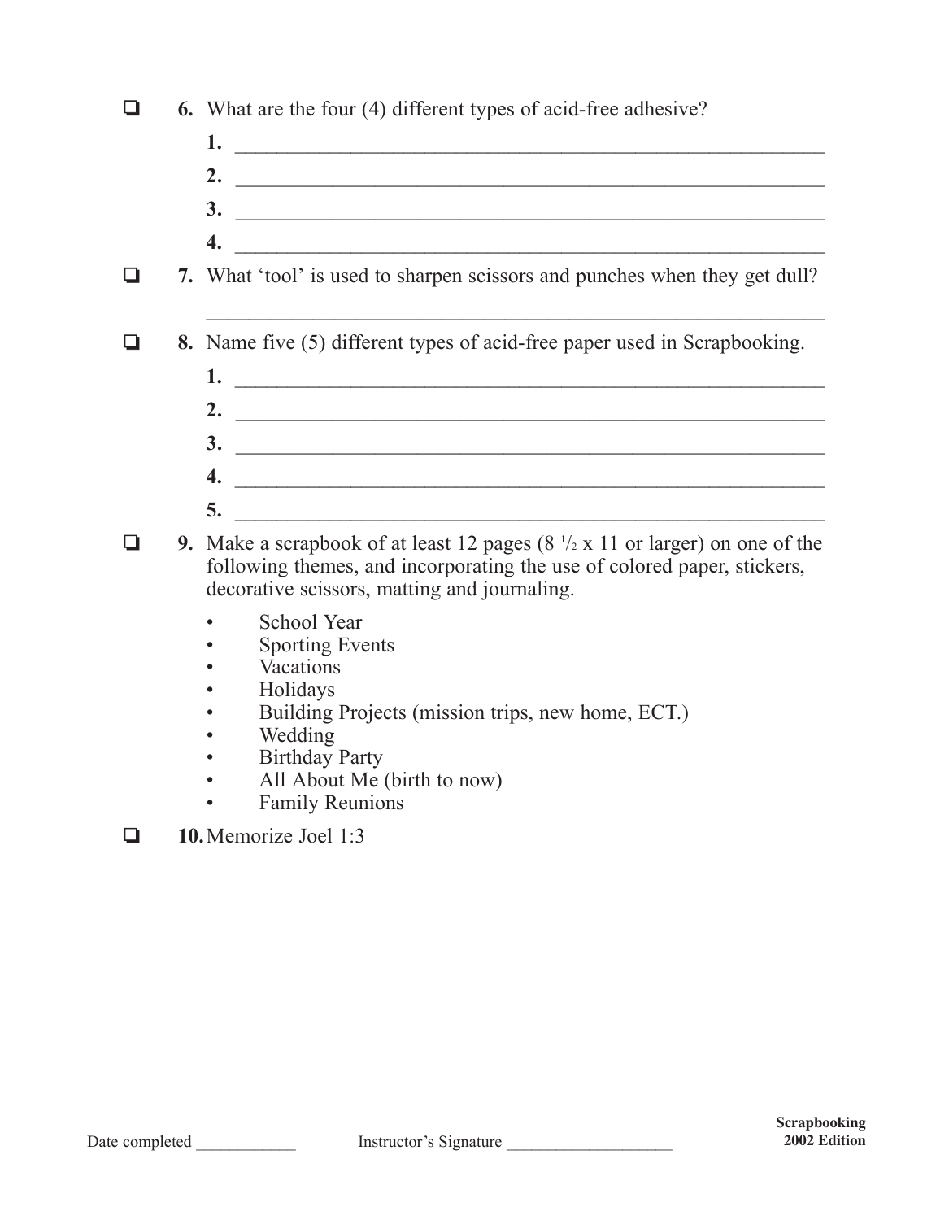- [ ] **6.** What are the four (4) different types of acid-free adhesive?
    **1.** ______________________________________________________
    **2.** ______________________________________________________
    **3.** ______________________________________________________
    **4.** ______________________________________________________
- [ ] **7.** What 'tool' is used to sharpen scissors and punches when they get dull?
    ______________________________________________________
- [ ] **8.** Name five (5) different types of acid-free paper used in Scrapbooking.
    **1.** ______________________________________________________
    **2.** ______________________________________________________
    **3.** ______________________________________________________
    **4.** ______________________________________________________
    **5.** ______________________________________________________
- [ ] **9.** Make a scrapbook of at least 12 pages (8 1/2 x 11 or larger) on one of the following themes, and incorporating the use of colored paper, stickers, decorative scissors, matting and journaling.
    - School Year
    - Sporting Events
    - Vacations
    - Holidays
    - Building Projects (mission trips, new home, ECT.)
    - Wedding
    - Birthday Party
    - All About Me (birth to now)
    - Family Reunions
- [ ] **10.** Memorize Joel 1:3

Date completed ____________ Instructor's Signature ____________________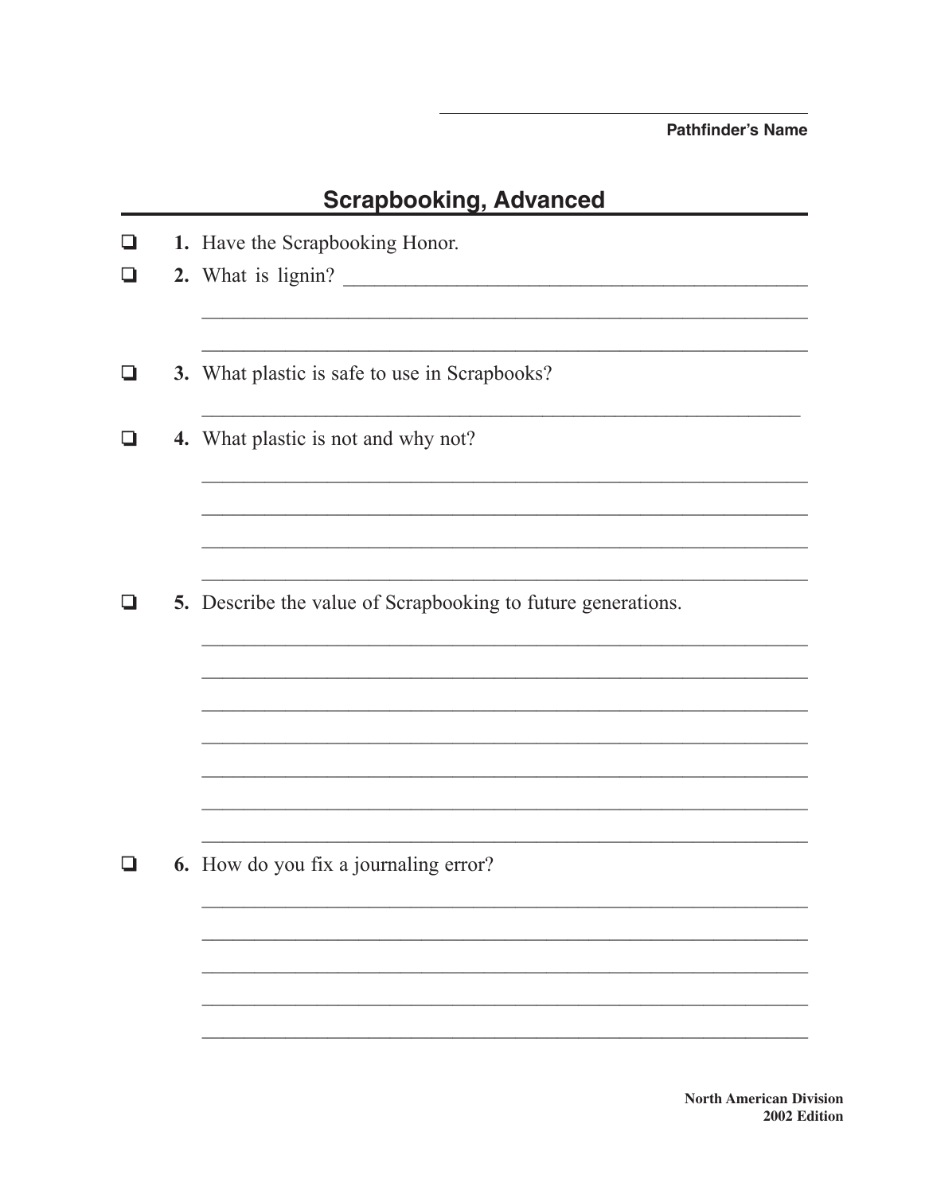Pathfinder's Name

## Scrapbooking, Advanced

- [ ] **1.** Have the Scrapbooking Honor.
- [ ] **2.** What is lignin?
- [ ] **3.** What plastic is safe to use in Scrapbooks?
- [ ] **4.** What plastic is not and why not?
- [ ] **5.** Describe the value of Scrapbooking to future generations.
- [ ] **6.** How do you fix a journaling error?

North American Division
2002 Edition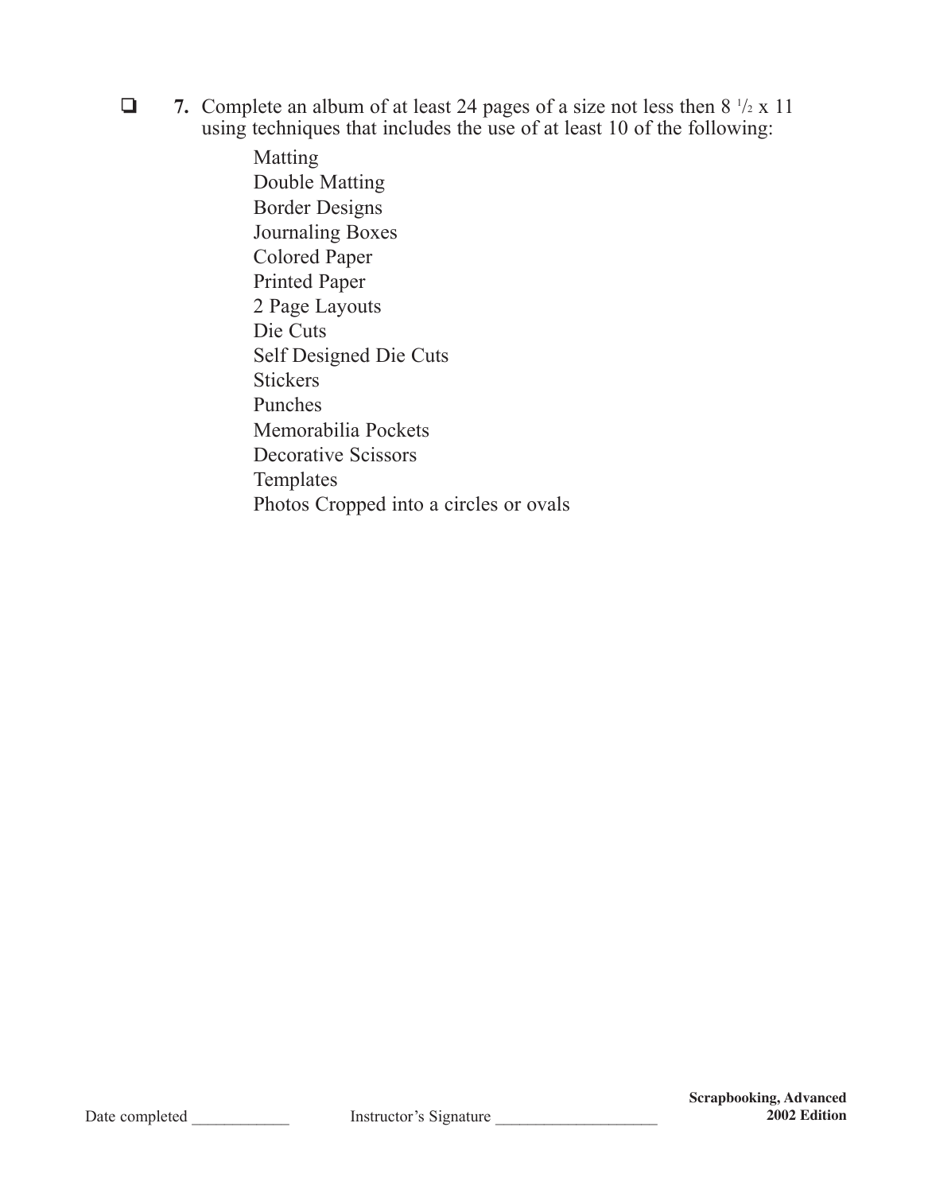- [ ] **7.** Complete an album of at least 24 pages of a size not less then 8 ½ x 11 using techniques that includes the use of at least 10 of the following:

    Matting
    Double Matting
    Border Designs
    Journaling Boxes
    Colored Paper
    Printed Paper
    2 Page Layouts
    Die Cuts
    Self Designed Die Cuts
    Stickers
    Punches
    Memorabilia Pockets
    Decorative Scissors
    Templates
    Photos Cropped into a circles or ovals

Date completed ____________ Instructor's Signature ____________________